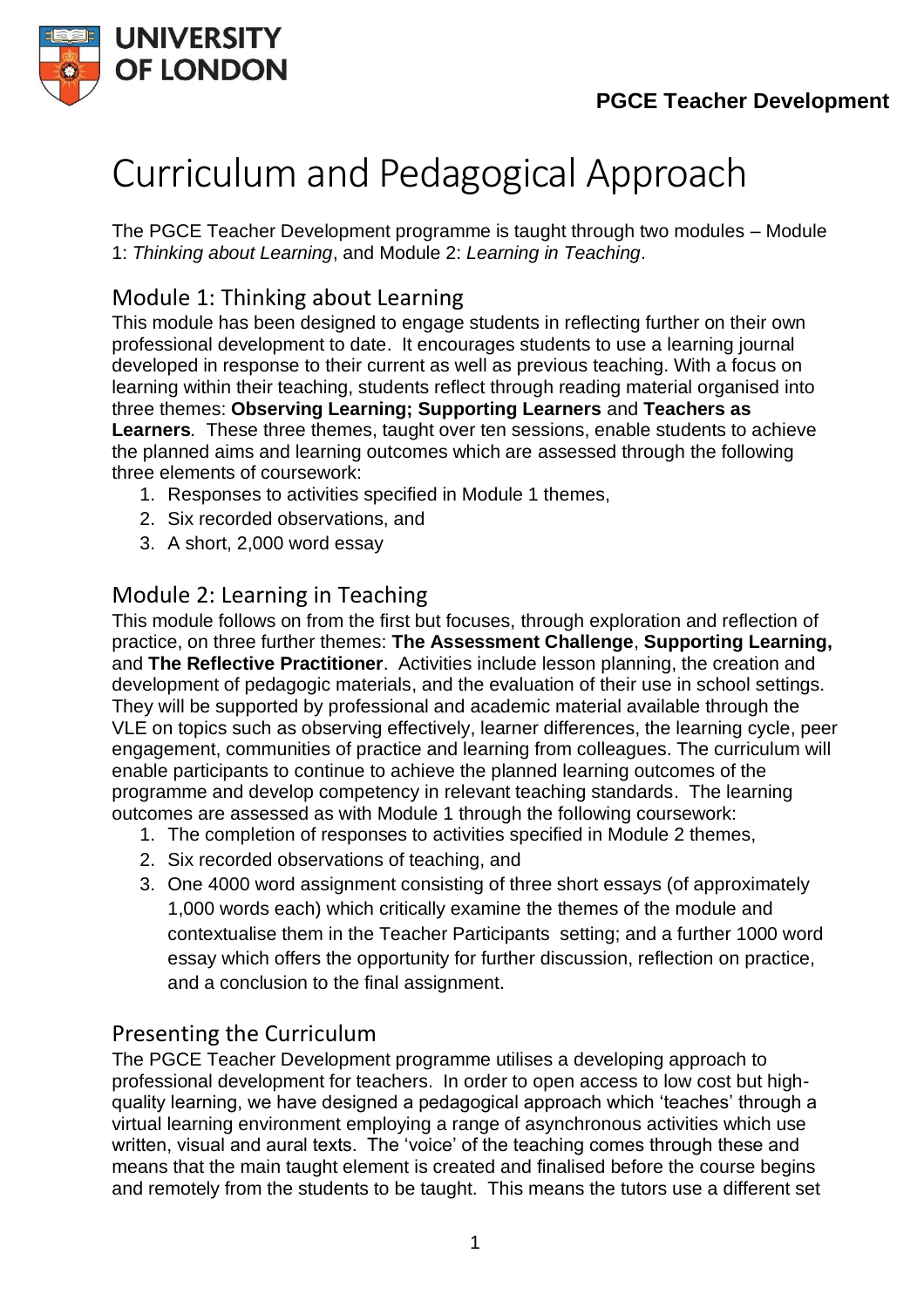# Curriculum and Pedagogical Approach

The PGCE Teacher Development programme is taught through two modules – Module 1: *Thinking about Learning*, and Module 2: *Learning in Teaching*.

## Module 1: Thinking about Learning

This module has been designed to engage students in reflecting further on their own professional development to date. It encourages students to use a learning journal developed in response to their current as well as previous teaching. With a focus on learning within their teaching, students reflect through reading material organised into three themes: **Observing Learning; Supporting Learners** and **Teachers as Learners**. These three themes, taught over ten sessions, enable students to achieve the planned aims and learning outcomes which are assessed through the following three elements of coursework:

1. Responses to activities specified in Module 1 themes,
2. Six recorded observations, and
3. A short, 2,000 word essay

## Module 2: Learning in Teaching

This module follows on from the first but focuses, through exploration and reflection of practice, on three further themes: **The Assessment Challenge**, **Supporting Learning,** and **The Reflective Practitioner**. Activities include lesson planning, the creation and development of pedagogic materials, and the evaluation of their use in school settings. They will be supported by professional and academic material available through the VLE on topics such as observing effectively, learner differences, the learning cycle, peer engagement, communities of practice and learning from colleagues. The curriculum will enable participants to continue to achieve the planned learning outcomes of the programme and develop competency in relevant teaching standards. The learning outcomes are assessed as with Module 1 through the following coursework:

1. The completion of responses to activities specified in Module 2 themes,
2. Six recorded observations of teaching, and
3. One 4000 word assignment consisting of three short essays (of approximately 1,000 words each) which critically examine the themes of the module and contextualise them in the Teacher Participants setting; and a further 1000 word essay which offers the opportunity for further discussion, reflection on practice, and a conclusion to the final assignment.

## Presenting the Curriculum

The PGCE Teacher Development programme utilises a developing approach to professional development for teachers. In order to open access to low cost but high-quality learning, we have designed a pedagogical approach which 'teaches' through a virtual learning environment employing a range of asynchronous activities which use written, visual and aural texts. The 'voice' of the teaching comes through these and means that the main taught element is created and finalised before the course begins and remotely from the students to be taught. This means the tutors use a different set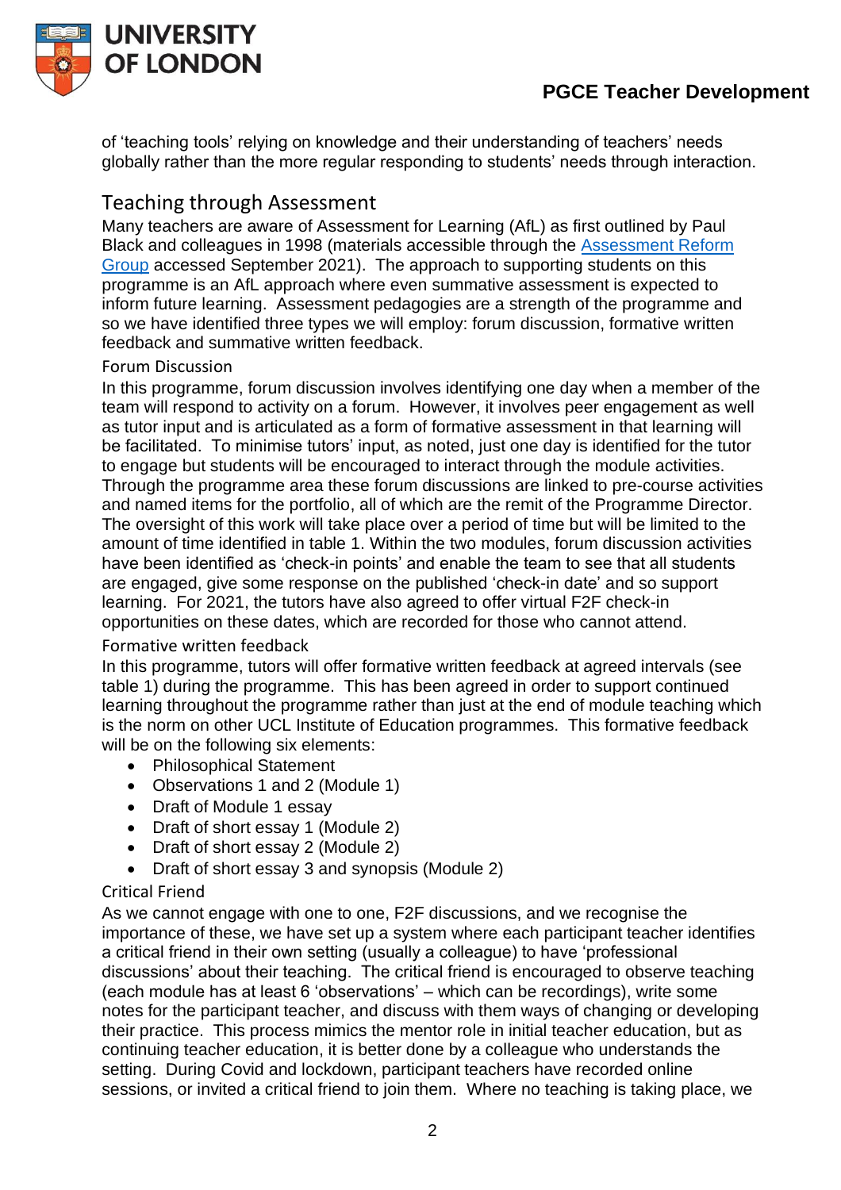of 'teaching tools' relying on knowledge and their understanding of teachers' needs globally rather than the more regular responding to students' needs through interaction.

## Teaching through Assessment

Many teachers are aware of Assessment for Learning (AfL) as first outlined by Paul Black and colleagues in 1998 (materials accessible through the [Assessment Reform Group] accessed September 2021). The approach to supporting students on this programme is an AfL approach where even summative assessment is expected to inform future learning. Assessment pedagogies are a strength of the programme and so we have identified three types we will employ: forum discussion, formative written feedback and summative written feedback.

### Forum Discussion

In this programme, forum discussion involves identifying one day when a member of the team will respond to activity on a forum. However, it involves peer engagement as well as tutor input and is articulated as a form of formative assessment in that learning will be facilitated. To minimise tutors' input, as noted, just one day is identified for the tutor to engage but students will be encouraged to interact through the module activities. Through the programme area these forum discussions are linked to pre-course activities and named items for the portfolio, all of which are the remit of the Programme Director. The oversight of this work will take place over a period of time but will be limited to the amount of time identified in table 1. Within the two modules, forum discussion activities have been identified as 'check-in points' and enable the team to see that all students are engaged, give some response on the published 'check-in date' and so support learning. For 2021, the tutors have also agreed to offer virtual F2F check-in opportunities on these dates, which are recorded for those who cannot attend.

### Formative written feedback

In this programme, tutors will offer formative written feedback at agreed intervals (see table 1) during the programme. This has been agreed in order to support continued learning throughout the programme rather than just at the end of module teaching which is the norm on other UCL Institute of Education programmes. This formative feedback will be on the following six elements:

- Philosophical Statement
- Observations 1 and 2 (Module 1)
- Draft of Module 1 essay
- Draft of short essay 1 (Module 2)
- Draft of short essay 2 (Module 2)
- Draft of short essay 3 and synopsis (Module 2)

### Critical Friend

As we cannot engage with one to one, F2F discussions, and we recognise the importance of these, we have set up a system where each participant teacher identifies a critical friend in their own setting (usually a colleague) to have 'professional discussions' about their teaching. The critical friend is encouraged to observe teaching (each module has at least 6 'observations' – which can be recordings), write some notes for the participant teacher, and discuss with them ways of changing or developing their practice. This process mimics the mentor role in initial teacher education, but as continuing teacher education, it is better done by a colleague who understands the setting. During Covid and lockdown, participant teachers have recorded online sessions, or invited a critical friend to join them. Where no teaching is taking place, we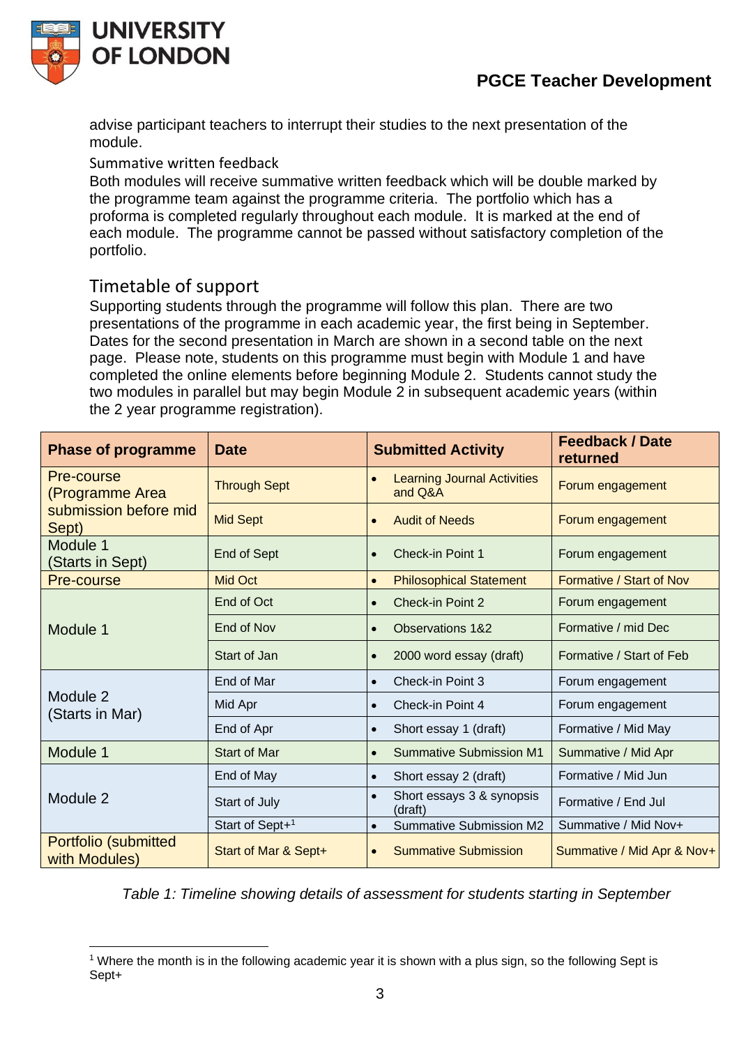advise participant teachers to interrupt their studies to the next presentation of the module.

Summative written feedback

Both modules will receive summative written feedback which will be double marked by the programme team against the programme criteria. The portfolio which has a proforma is completed regularly throughout each module. It is marked at the end of each module. The programme cannot be passed without satisfactory completion of the portfolio.

## Timetable of support

Supporting students through the programme will follow this plan. There are two presentations of the programme in each academic year, the first being in September. Dates for the second presentation in March are shown in a second table on the next page. Please note, students on this programme must begin with Module 1 and have completed the online elements before beginning Module 2. Students cannot study the two modules in parallel but may begin Module 2 in subsequent academic years (within the 2 year programme registration).

| Phase of programme | Date | Submitted Activity | Feedback / Date returned |
|---|---|---|---|
| Pre-course (Programme Area submission before mid Sept) | Through Sept | • Learning Journal Activities and Q&A | Forum engagement |
| | Mid Sept | • Audit of Needs | Forum engagement |
| Module 1 (Starts in Sept) | End of Sept | • Check-in Point 1 | Forum engagement |
| Pre-course | Mid Oct | • Philosophical Statement | Formative / Start of Nov |
| Module 1 | End of Oct | • Check-in Point 2 | Forum engagement |
| | End of Nov | • Observations 1&2 | Formative / mid Dec |
| | Start of Jan | • 2000 word essay (draft) | Formative / Start of Feb |
| Module 2 (Starts in Mar) | End of Mar | • Check-in Point 3 | Forum engagement |
| | Mid Apr | • Check-in Point 4 | Forum engagement |
| | End of Apr | • Short essay 1 (draft) | Formative / Mid May |
| Module 1 | Start of Mar | • Summative Submission M1 | Summative / Mid Apr |
| Module 2 | End of May | • Short essay 2 (draft) | Formative / Mid Jun |
| | Start of July | • Short essays 3 & synopsis (draft) | Formative / End Jul |
| | Start of Sept+[1] | • Summative Submission M2 | Summative / Mid Nov+ |
| Portfolio (submitted with Modules) | Start of Mar & Sept+ | • Summative Submission | Summative / Mid Apr & Nov+ |

*Table 1: Timeline showing details of assessment for students starting in September*

[1] Where the month is in the following academic year it is shown with a plus sign, so the following Sept is Sept+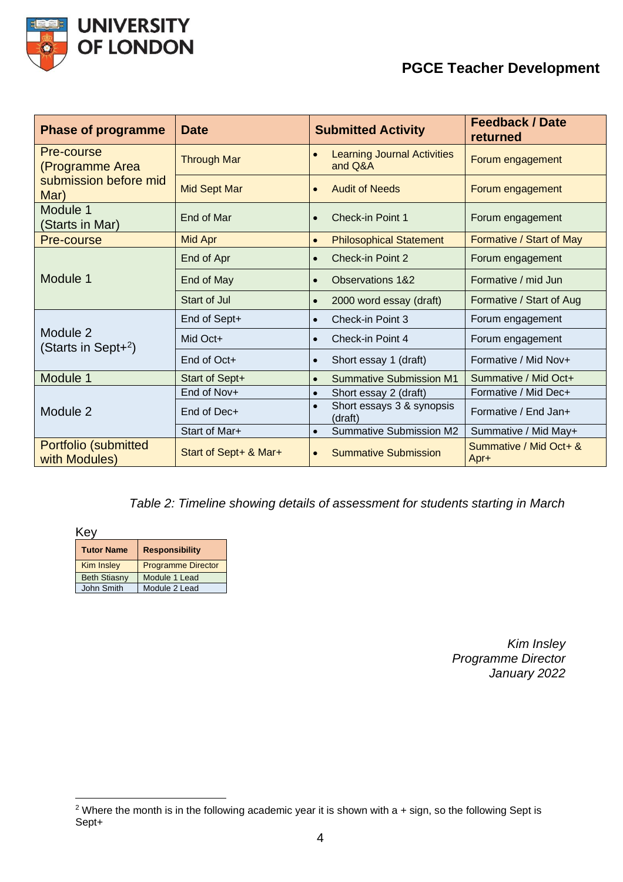| Phase of programme | Date | Submitted Activity | Feedback / Date returned |
|---|---|---|---|
| Pre-course (Programme Area submission before mid Mar) | Through Mar | • Learning Journal Activities and Q&A | Forum engagement |
| | Mid Sept Mar | • Audit of Needs | Forum engagement |
| Module 1 (Starts in Mar) | End of Mar | • Check-in Point 1 | Forum engagement |
| Pre-course | Mid Apr | • Philosophical Statement | Formative / Start of May |
| Module 1 | End of Apr | • Check-in Point 2 | Forum engagement |
| | End of May | • Observations 1&2 | Formative / mid Jun |
| | Start of Jul | • 2000 word essay (draft) | Formative / Start of Aug |
| Module 2 (Starts in Sept+[2]) | End of Sept+ | • Check-in Point 3 | Forum engagement |
| | Mid Oct+ | • Check-in Point 4 | Forum engagement |
| | End of Oct+ | • Short essay 1 (draft) | Formative / Mid Nov+ |
| Module 1 | Start of Sept+ | • Summative Submission M1 | Summative / Mid Oct+ |
| Module 2 | End of Nov+ | • Short essay 2 (draft) | Formative / Mid Dec+ |
| | End of Dec+ | • Short essays 3 & synopsis (draft) | Formative / End Jan+ |
| | Start of Mar+ | • Summative Submission M2 | Summative / Mid May+ |
| Portfolio (submitted with Modules) | Start of Sept+ & Mar+ | • Summative Submission | Summative / Mid Oct+ & Apr+ |

*Table 2: Timeline showing details of assessment for students starting in March*

Key

| Tutor Name | Responsibility |
|---|---|
| Kim Insley | Programme Director |
| Beth Stiasny | Module 1 Lead |
| John Smith | Module 2 Lead |

*Kim Insley*
*Programme Director*
*January 2022*

[2] Where the month is in the following academic year it is shown with a + sign, so the following Sept is Sept+